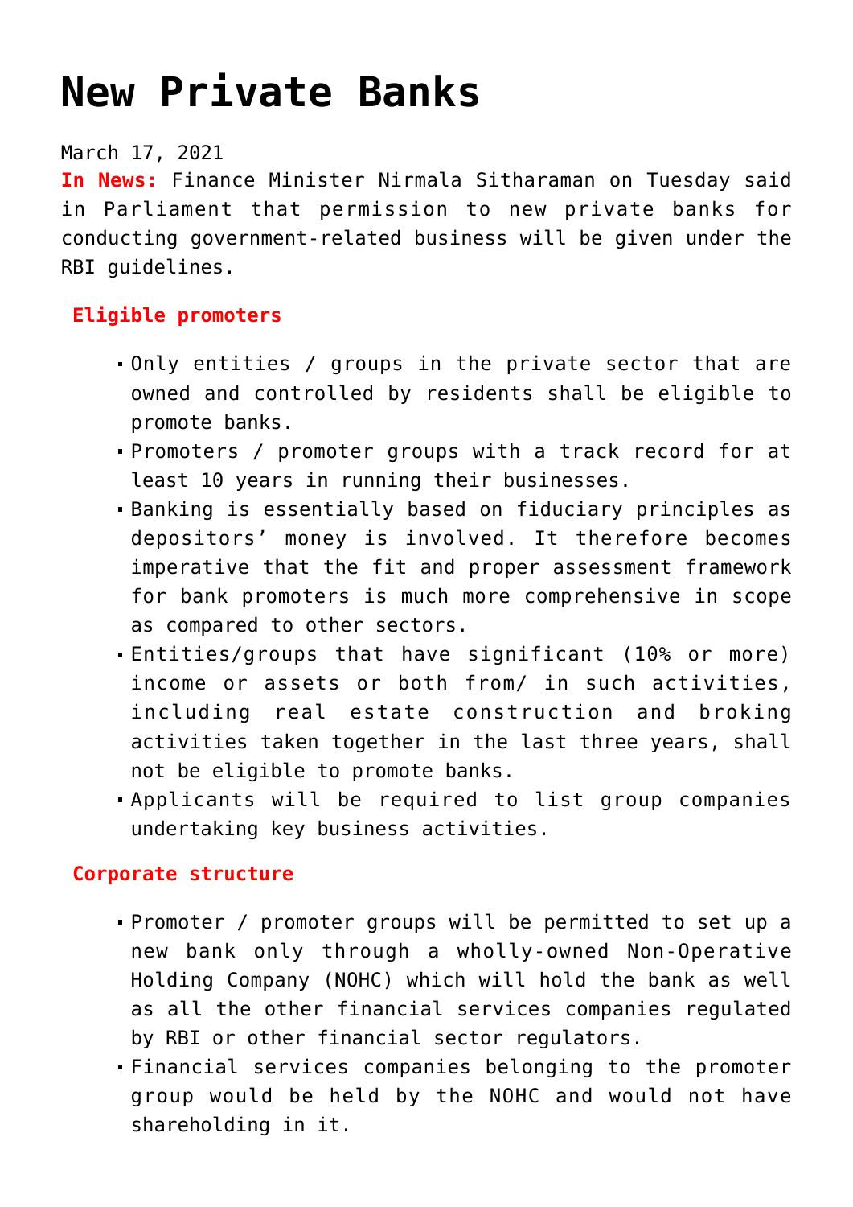# New Private Banks

March 17, 2021

**In News:** Finance Minister Nirmala Sitharaman on Tuesday said in Parliament that permission to new private banks for conducting government-related business will be given under the RBI guidelines.

**Eligible promoters**

- Only entities / groups in the private sector that are owned and controlled by residents shall be eligible to promote banks.
- Promoters / promoter groups with a track record for at least 10 years in running their businesses.
- Banking is essentially based on fiduciary principles as depositors' money is involved. It therefore becomes imperative that the fit and proper assessment framework for bank promoters is much more comprehensive in scope as compared to other sectors.
- Entities/groups that have significant (10% or more) income or assets or both from/ in such activities, including real estate construction and broking activities taken together in the last three years, shall not be eligible to promote banks.
- Applicants will be required to list group companies undertaking key business activities.

**Corporate structure**

- Promoter / promoter groups will be permitted to set up a new bank only through a wholly-owned Non-Operative Holding Company (NOHC) which will hold the bank as well as all the other financial services companies regulated by RBI or other financial sector regulators.
- Financial services companies belonging to the promoter group would be held by the NOHC and would not have shareholding in it.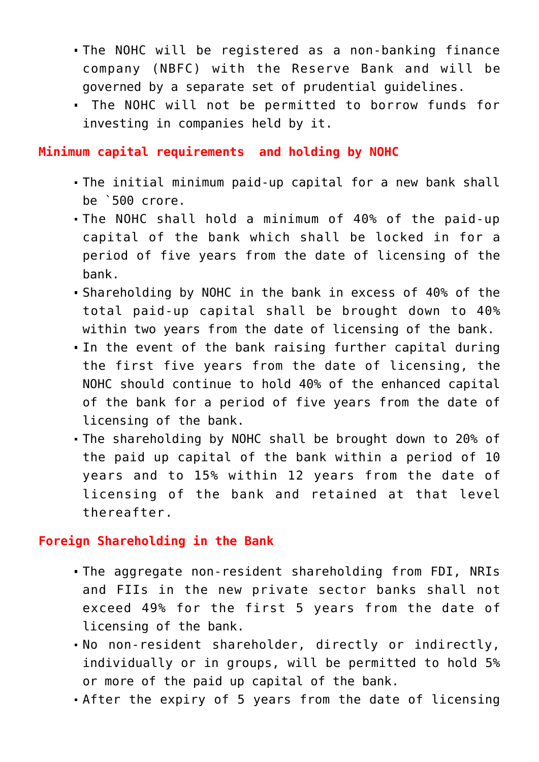- The NOHC will be registered as a non-banking finance company (NBFC) with the Reserve Bank and will be governed by a separate set of prudential guidelines.
- The NOHC will not be permitted to borrow funds for investing in companies held by it.

## Minimum capital requirements and holding by NOHC

- The initial minimum paid-up capital for a new bank shall be `500 crore.
- The NOHC shall hold a minimum of 40% of the paid-up capital of the bank which shall be locked in for a period of five years from the date of licensing of the bank.
- Shareholding by NOHC in the bank in excess of 40% of the total paid-up capital shall be brought down to 40% within two years from the date of licensing of the bank.
- In the event of the bank raising further capital during the first five years from the date of licensing, the NOHC should continue to hold 40% of the enhanced capital of the bank for a period of five years from the date of licensing of the bank.
- The shareholding by NOHC shall be brought down to 20% of the paid up capital of the bank within a period of 10 years and to 15% within 12 years from the date of licensing of the bank and retained at that level thereafter.

## Foreign Shareholding in the Bank

- The aggregate non-resident shareholding from FDI, NRIs and FIIs in the new private sector banks shall not exceed 49% for the first 5 years from the date of licensing of the bank.
- No non-resident shareholder, directly or indirectly, individually or in groups, will be permitted to hold 5% or more of the paid up capital of the bank.
- After the expiry of 5 years from the date of licensing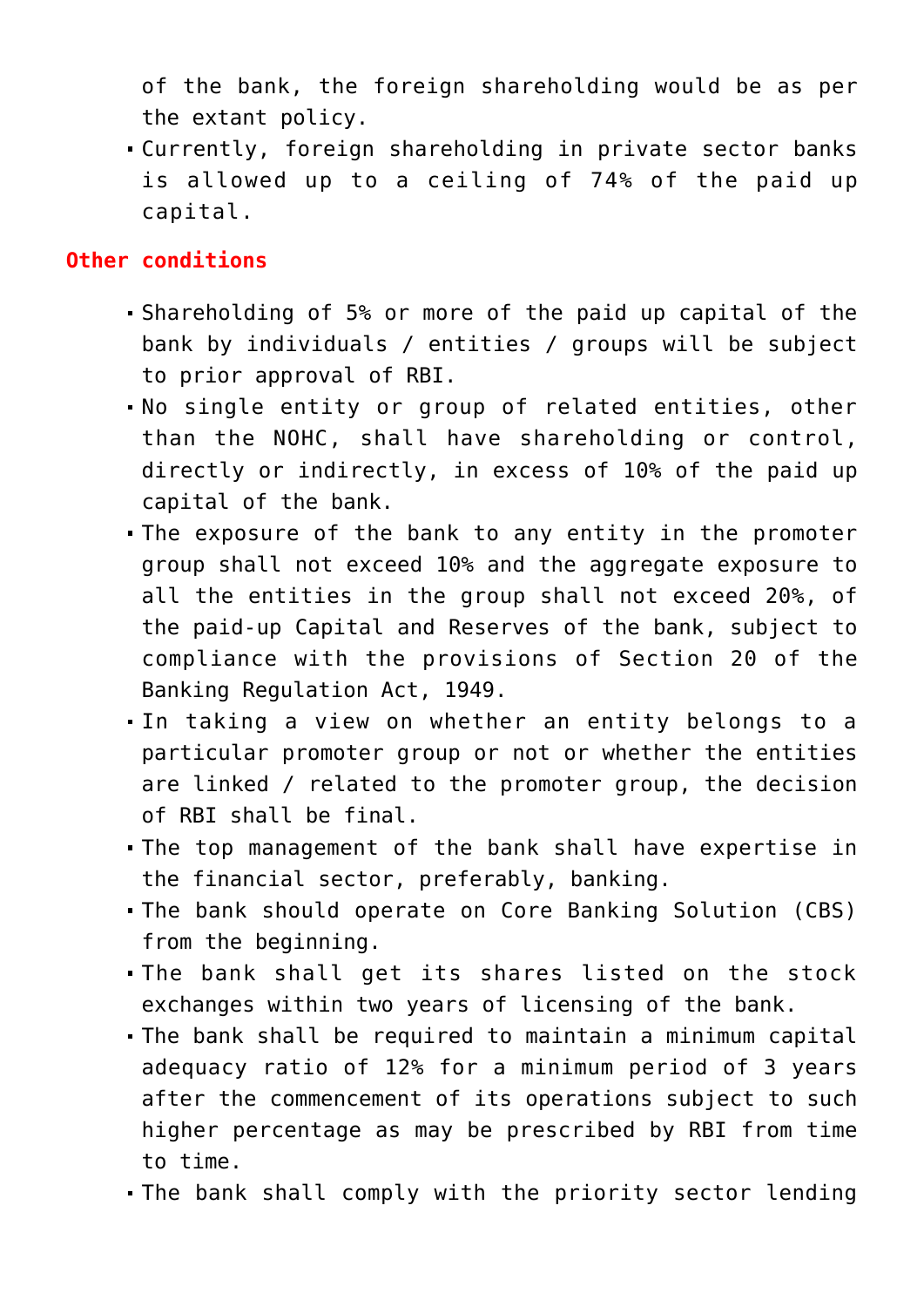of the bank, the foreign shareholding would be as per the extant policy.

- Currently, foreign shareholding in private sector banks is allowed up to a ceiling of 74% of the paid up capital.

**Other conditions**

- Shareholding of 5% or more of the paid up capital of the bank by individuals / entities / groups will be subject to prior approval of RBI.
- No single entity or group of related entities, other than the NOHC, shall have shareholding or control, directly or indirectly, in excess of 10% of the paid up capital of the bank.
- The exposure of the bank to any entity in the promoter group shall not exceed 10% and the aggregate exposure to all the entities in the group shall not exceed 20%, of the paid-up Capital and Reserves of the bank, subject to compliance with the provisions of Section 20 of the Banking Regulation Act, 1949.
- In taking a view on whether an entity belongs to a particular promoter group or not or whether the entities are linked / related to the promoter group, the decision of RBI shall be final.
- The top management of the bank shall have expertise in the financial sector, preferably, banking.
- The bank should operate on Core Banking Solution (CBS) from the beginning.
- The bank shall get its shares listed on the stock exchanges within two years of licensing of the bank.
- The bank shall be required to maintain a minimum capital adequacy ratio of 12% for a minimum period of 3 years after the commencement of its operations subject to such higher percentage as may be prescribed by RBI from time to time.
- The bank shall comply with the priority sector lending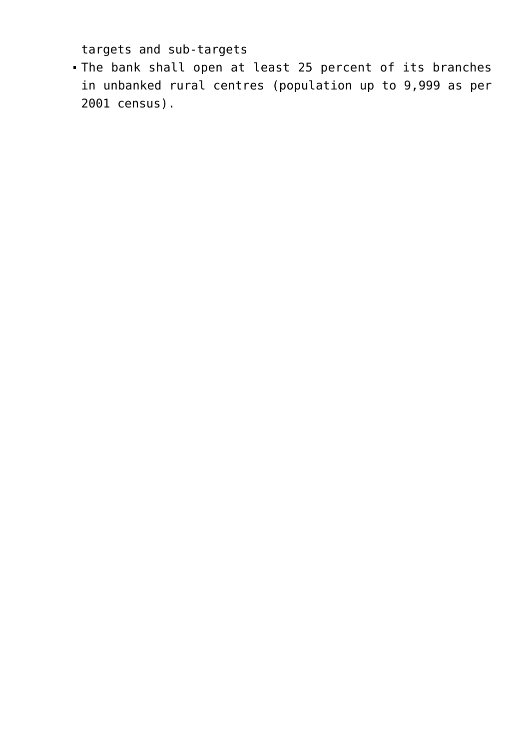targets and sub-targets

- The bank shall open at least 25 percent of its branches in unbanked rural centres (population up to 9,999 as per 2001 census).